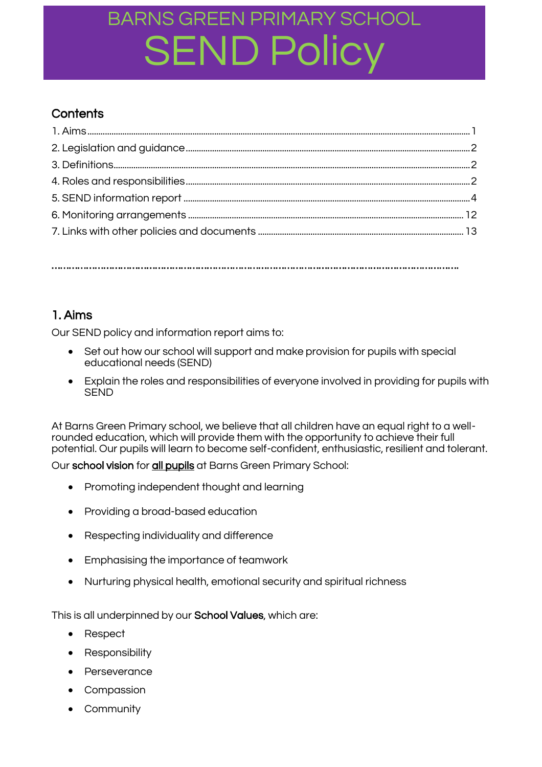# BARNS GREEN PRIMARY SCHOOL

# SEND Policy

## Contents

1. Aims ..... 1
2. Legislation and guidance ..... 2
3. Definitions ..... 2
4. Roles and responsibilities ..... 2
5. SEND information report ..... 4
6. Monitoring arrangements ..... 12
7. Links with other policies and documents ..... 13

## 1. Aims

Our SEND policy and information report aims to:

- Set out how our school will support and make provision for pupils with special educational needs (SEND)
- Explain the roles and responsibilities of everyone involved in providing for pupils with SEND

At Barns Green Primary school, we believe that all children have an equal right to a well-rounded education, which will provide them with the opportunity to achieve their full potential. Our pupils will learn to become self-confident, enthusiastic, resilient and tolerant.

Our **school vision** for **all pupils** at Barns Green Primary School:

- Promoting independent thought and learning
- Providing a broad-based education
- Respecting individuality and difference
- Emphasising the importance of teamwork
- Nurturing physical health, emotional security and spiritual richness

This is all underpinned by our **School Values**, which are:

- Respect
- Responsibility
- Perseverance
- Compassion
- Community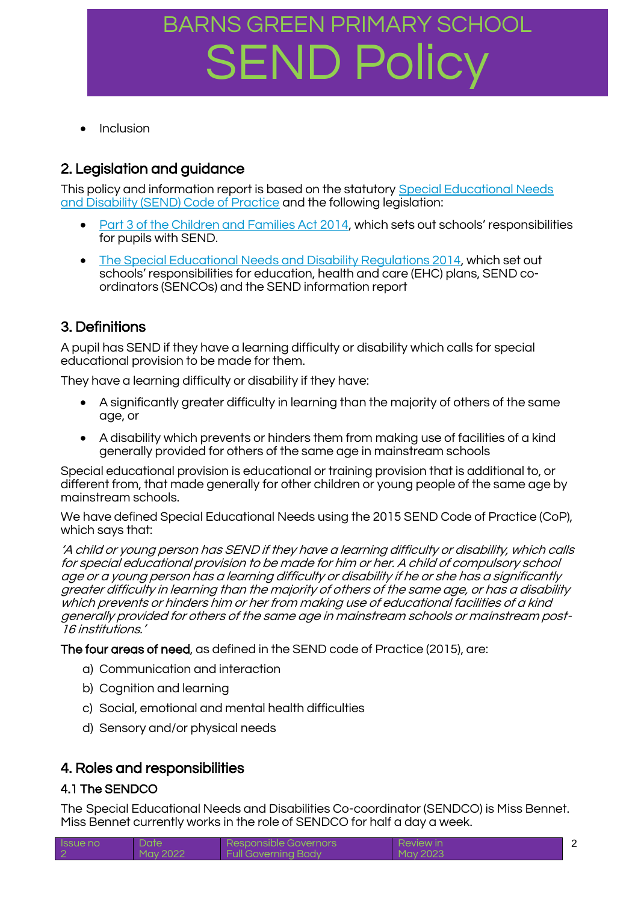- Inclusion

## 2. Legislation and guidance

This policy and information report is based on the statutory [Special Educational Needs and Disability (SEND) Code of Practice] and the following legislation:

- [Part 3 of the Children and Families Act 2014], which sets out schools' responsibilities for pupils with SEND.
- [The Special Educational Needs and Disability Regulations 2014], which set out schools' responsibilities for education, health and care (EHC) plans, SEND co-ordinators (SENCOs) and the SEND information report

## 3. Definitions

A pupil has SEND if they have a learning difficulty or disability which calls for special educational provision to be made for them.

They have a learning difficulty or disability if they have:

- A significantly greater difficulty in learning than the majority of others of the same age, or
- A disability which prevents or hinders them from making use of facilities of a kind generally provided for others of the same age in mainstream schools

Special educational provision is educational or training provision that is additional to, or different from, that made generally for other children or young people of the same age by mainstream schools.

We have defined Special Educational Needs using the 2015 SEND Code of Practice (CoP), which says that:

*'A child or young person has SEND if they have a learning difficulty or disability, which calls for special educational provision to be made for him or her. A child of compulsory school age or a young person has a learning difficulty or disability if he or she has a significantly greater difficulty in learning than the majority of others of the same age, or has a disability which prevents or hinders him or her from making use of educational facilities of a kind generally provided for others of the same age in mainstream schools or mainstream post-16 institutions.'*

**The four areas of need**, as defined in the SEND code of Practice (2015), are:

a) Communication and interaction
b) Cognition and learning
c) Social, emotional and mental health difficulties
d) Sensory and/or physical needs

## 4. Roles and responsibilities

### 4.1 The SENDCO

The Special Educational Needs and Disabilities Co-coordinator (SENDCO) is Miss Bennet. Miss Bennet currently works in the role of SENDCO for half a day a week.

| Issue no | Date | Responsible Governors | Review in |
|---|---|---|---|
| 2 | May 2022 | Full Governing Body | May 2023 |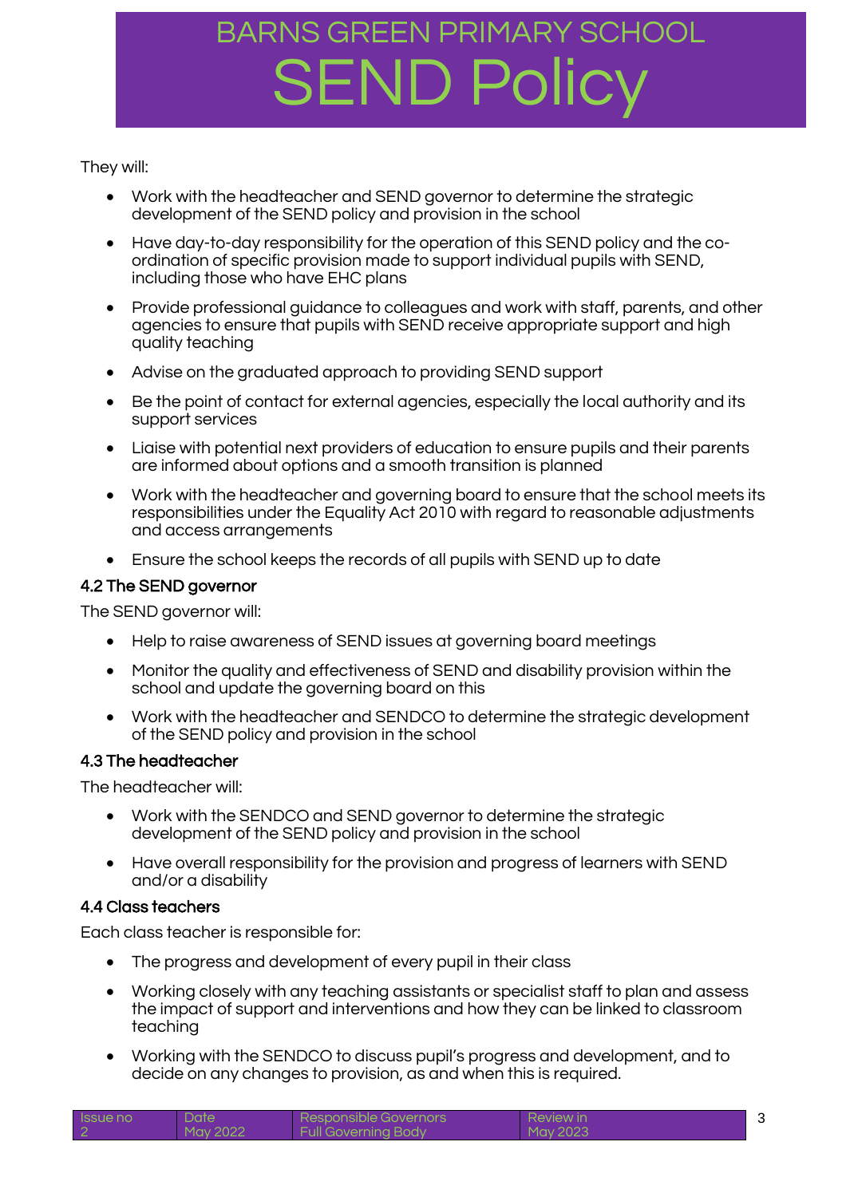They will:

- Work with the headteacher and SEND governor to determine the strategic development of the SEND policy and provision in the school
- Have day-to-day responsibility for the operation of this SEND policy and the co-ordination of specific provision made to support individual pupils with SEND, including those who have EHC plans
- Provide professional guidance to colleagues and work with staff, parents, and other agencies to ensure that pupils with SEND receive appropriate support and high quality teaching
- Advise on the graduated approach to providing SEND support
- Be the point of contact for external agencies, especially the local authority and its support services
- Liaise with potential next providers of education to ensure pupils and their parents are informed about options and a smooth transition is planned
- Work with the headteacher and governing board to ensure that the school meets its responsibilities under the Equality Act 2010 with regard to reasonable adjustments and access arrangements
- Ensure the school keeps the records of all pupils with SEND up to date

### 4.2 The SEND governor

The SEND governor will:

- Help to raise awareness of SEND issues at governing board meetings
- Monitor the quality and effectiveness of SEND and disability provision within the school and update the governing board on this
- Work with the headteacher and SENDCO to determine the strategic development of the SEND policy and provision in the school

### 4.3 The headteacher

The headteacher will:

- Work with the SENDCO and SEND governor to determine the strategic development of the SEND policy and provision in the school
- Have overall responsibility for the provision and progress of learners with SEND and/or a disability

### 4.4 Class teachers

Each class teacher is responsible for:

- The progress and development of every pupil in their class
- Working closely with any teaching assistants or specialist staff to plan and assess the impact of support and interventions and how they can be linked to classroom teaching
- Working with the SENDCO to discuss pupil's progress and development, and to decide on any changes to provision, as and when this is required.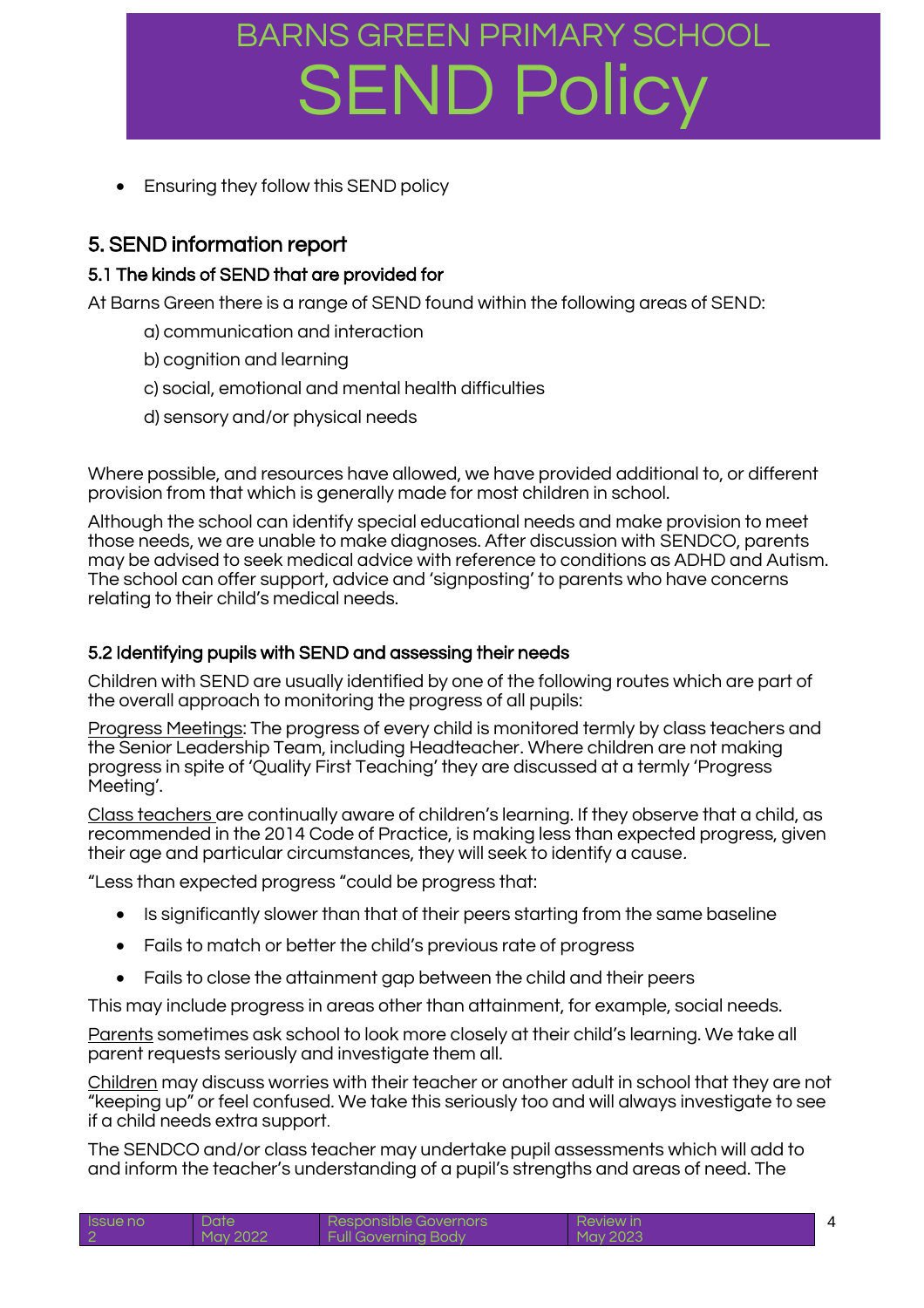- Ensuring they follow this SEND policy

## 5. SEND information report

### 5.1 The kinds of SEND that are provided for

At Barns Green there is a range of SEND found within the following areas of SEND:

a) communication and interaction

b) cognition and learning

c) social, emotional and mental health difficulties

d) sensory and/or physical needs

Where possible, and resources have allowed, we have provided additional to, or different provision from that which is generally made for most children in school.

Although the school can identify special educational needs and make provision to meet those needs, we are unable to make diagnoses. After discussion with SENDCO, parents may be advised to seek medical advice with reference to conditions as ADHD and Autism. The school can offer support, advice and 'signposting' to parents who have concerns relating to their child's medical needs.

### 5.2 Identifying pupils with SEND and assessing their needs

Children with SEND are usually identified by one of the following routes which are part of the overall approach to monitoring the progress of all pupils:

<u>Progress Meetings</u>: The progress of every child is monitored termly by class teachers and the Senior Leadership Team, including Headteacher. Where children are not making progress in spite of 'Quality First Teaching' they are discussed at a termly 'Progress Meeting'.

<u>Class teachers</u> are continually aware of children's learning. If they observe that a child, as recommended in the 2014 Code of Practice, is making less than expected progress, given their age and particular circumstances, they will seek to identify a cause.

"Less than expected progress "could be progress that:

- Is significantly slower than that of their peers starting from the same baseline
- Fails to match or better the child's previous rate of progress
- Fails to close the attainment gap between the child and their peers

This may include progress in areas other than attainment, for example, social needs.

<u>Parents</u> sometimes ask school to look more closely at their child's learning. We take all parent requests seriously and investigate them all.

<u>Children</u> may discuss worries with their teacher or another adult in school that they are not "keeping up" or feel confused. We take this seriously too and will always investigate to see if a child needs extra support.

The SENDCO and/or class teacher may undertake pupil assessments which will add to and inform the teacher's understanding of a pupil's strengths and areas of need. The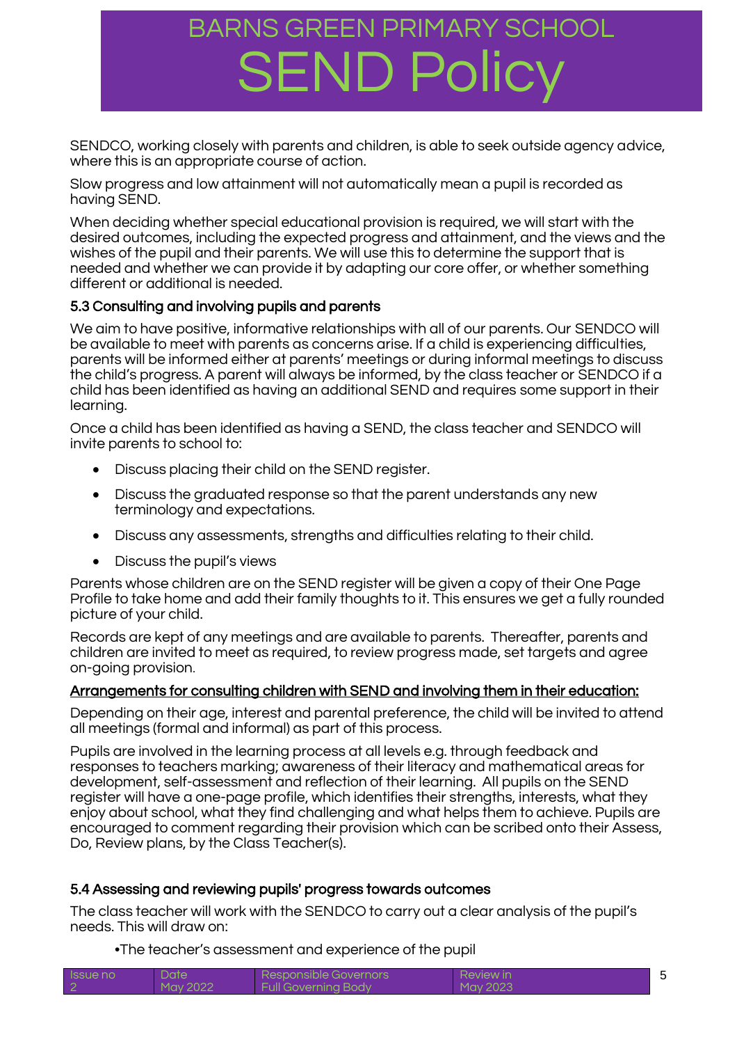SENDCO, working closely with parents and children, is able to seek outside agency advice, where this is an appropriate course of action.

Slow progress and low attainment will not automatically mean a pupil is recorded as having SEND.

When deciding whether special educational provision is required, we will start with the desired outcomes, including the expected progress and attainment, and the views and the wishes of the pupil and their parents. We will use this to determine the support that is needed and whether we can provide it by adapting our core offer, or whether something different or additional is needed.

### 5.3 Consulting and involving pupils and parents

We aim to have positive, informative relationships with all of our parents. Our SENDCO will be available to meet with parents as concerns arise. If a child is experiencing difficulties, parents will be informed either at parents' meetings or during informal meetings to discuss the child's progress. A parent will always be informed, by the class teacher or SENDCO if a child has been identified as having an additional SEND and requires some support in their learning.

Once a child has been identified as having a SEND, the class teacher and SENDCO will invite parents to school to:

- Discuss placing their child on the SEND register.
- Discuss the graduated response so that the parent understands any new terminology and expectations.
- Discuss any assessments, strengths and difficulties relating to their child.
- Discuss the pupil's views

Parents whose children are on the SEND register will be given a copy of their One Page Profile to take home and add their family thoughts to it. This ensures we get a fully rounded picture of your child.

Records are kept of any meetings and are available to parents. Thereafter, parents and children are invited to meet as required, to review progress made, set targets and agree on-going provision.

**Arrangements for consulting children with SEND and involving them in their education:**

Depending on their age, interest and parental preference, the child will be invited to attend all meetings (formal and informal) as part of this process.

Pupils are involved in the learning process at all levels e.g. through feedback and responses to teachers marking; awareness of their literacy and mathematical areas for development, self-assessment and reflection of their learning. All pupils on the SEND register will have a one-page profile, which identifies their strengths, interests, what they enjoy about school, what they find challenging and what helps them to achieve. Pupils are encouraged to comment regarding their provision which can be scribed onto their Assess, Do, Review plans, by the Class Teacher(s).

### 5.4 Assessing and reviewing pupils' progress towards outcomes

The class teacher will work with the SENDCO to carry out a clear analysis of the pupil's needs. This will draw on:

- The teacher's assessment and experience of the pupil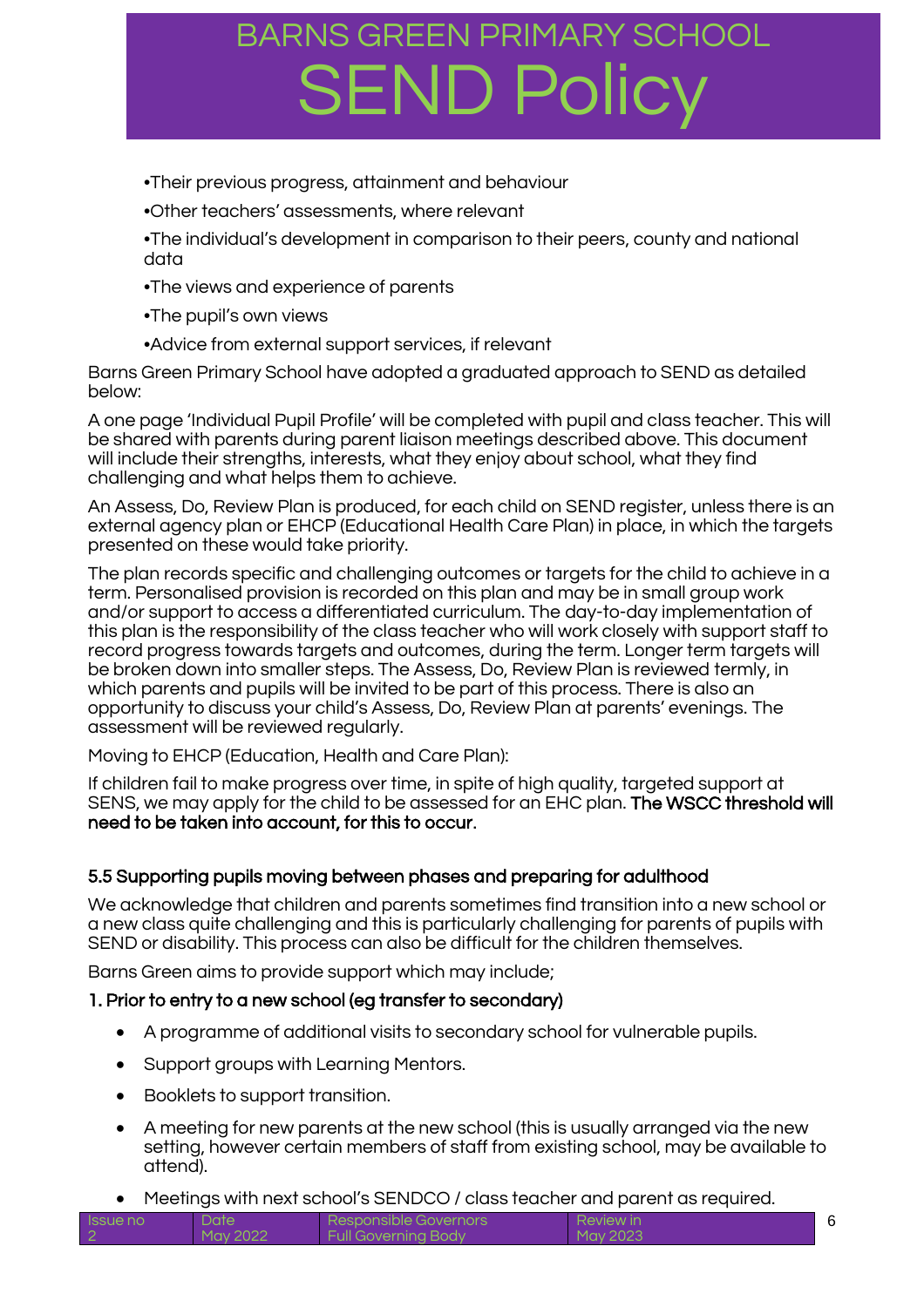•Their previous progress, attainment and behaviour

•Other teachers' assessments, where relevant

•The individual's development in comparison to their peers, county and national data

•The views and experience of parents

•The pupil's own views

•Advice from external support services, if relevant

Barns Green Primary School have adopted a graduated approach to SEND as detailed below:

A one page 'Individual Pupil Profile' will be completed with pupil and class teacher. This will be shared with parents during parent liaison meetings described above. This document will include their strengths, interests, what they enjoy about school, what they find challenging and what helps them to achieve.

An Assess, Do, Review Plan is produced, for each child on SEND register, unless there is an external agency plan or EHCP (Educational Health Care Plan) in place, in which the targets presented on these would take priority.

The plan records specific and challenging outcomes or targets for the child to achieve in a term. Personalised provision is recorded on this plan and may be in small group work and/or support to access a differentiated curriculum. The day-to-day implementation of this plan is the responsibility of the class teacher who will work closely with support staff to record progress towards targets and outcomes, during the term. Longer term targets will be broken down into smaller steps. The Assess, Do, Review Plan is reviewed termly, in which parents and pupils will be invited to be part of this process. There is also an opportunity to discuss your child's Assess, Do, Review Plan at parents' evenings. The assessment will be reviewed regularly.

Moving to EHCP (Education, Health and Care Plan):

If children fail to make progress over time, in spite of high quality, targeted support at SENS, we may apply for the child to be assessed for an EHC plan. The WSCC threshold will need to be taken into account, for this to occur.

### 5.5 Supporting pupils moving between phases and preparing for adulthood

We acknowledge that children and parents sometimes find transition into a new school or a new class quite challenging and this is particularly challenging for parents of pupils with SEND or disability. This process can also be difficult for the children themselves.

Barns Green aims to provide support which may include;

#### 1. Prior to entry to a new school (eg transfer to secondary)

- A programme of additional visits to secondary school for vulnerable pupils.
- Support groups with Learning Mentors.
- Booklets to support transition.
- A meeting for new parents at the new school (this is usually arranged via the new setting, however certain members of staff from existing school, may be available to attend).
- Meetings with next school's SENDCO / class teacher and parent as required.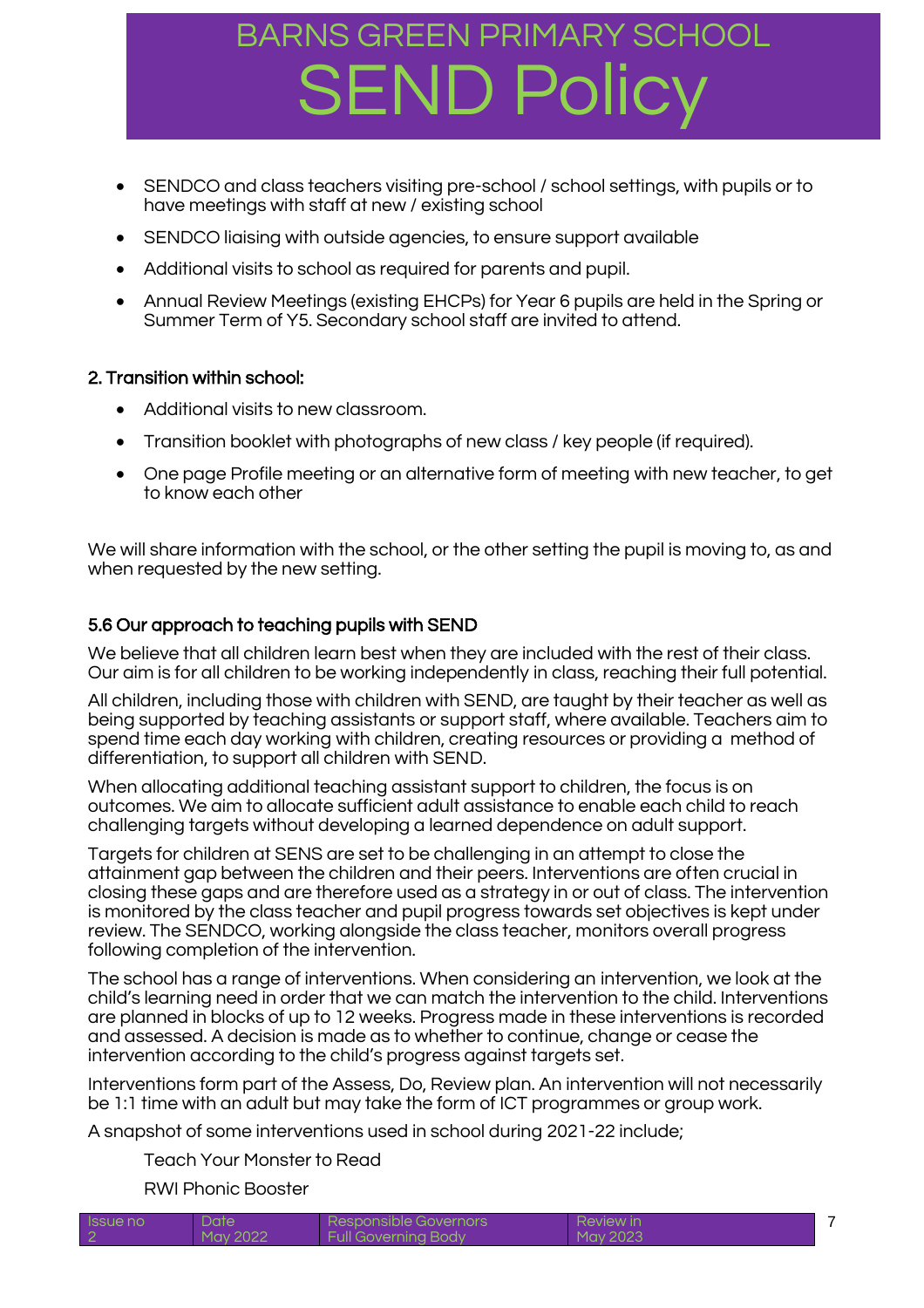- SENDCO and class teachers visiting pre-school / school settings, with pupils or to have meetings with staff at new / existing school
- SENDCO liaising with outside agencies, to ensure support available
- Additional visits to school as required for parents and pupil.
- Annual Review Meetings (existing EHCPs) for Year 6 pupils are held in the Spring or Summer Term of Y5. Secondary school staff are invited to attend.

### 2. Transition within school:

- Additional visits to new classroom.
- Transition booklet with photographs of new class / key people (if required).
- One page Profile meeting or an alternative form of meeting with new teacher, to get to know each other

We will share information with the school, or the other setting the pupil is moving to, as and when requested by the new setting.

### 5.6 Our approach to teaching pupils with SEND

We believe that all children learn best when they are included with the rest of their class. Our aim is for all children to be working independently in class, reaching their full potential.

All children, including those with children with SEND, are taught by their teacher as well as being supported by teaching assistants or support staff, where available. Teachers aim to spend time each day working with children, creating resources or providing a method of differentiation, to support all children with SEND.

When allocating additional teaching assistant support to children, the focus is on outcomes. We aim to allocate sufficient adult assistance to enable each child to reach challenging targets without developing a learned dependence on adult support.

Targets for children at SENS are set to be challenging in an attempt to close the attainment gap between the children and their peers. Interventions are often crucial in closing these gaps and are therefore used as a strategy in or out of class. The intervention is monitored by the class teacher and pupil progress towards set objectives is kept under review. The SENDCO, working alongside the class teacher, monitors overall progress following completion of the intervention.

The school has a range of interventions. When considering an intervention, we look at the child's learning need in order that we can match the intervention to the child. Interventions are planned in blocks of up to 12 weeks. Progress made in these interventions is recorded and assessed. A decision is made as to whether to continue, change or cease the intervention according to the child's progress against targets set.

Interventions form part of the Assess, Do, Review plan. An intervention will not necessarily be 1:1 time with an adult but may take the form of ICT programmes or group work.

A snapshot of some interventions used in school during 2021-22 include;

Teach Your Monster to Read

RWI Phonic Booster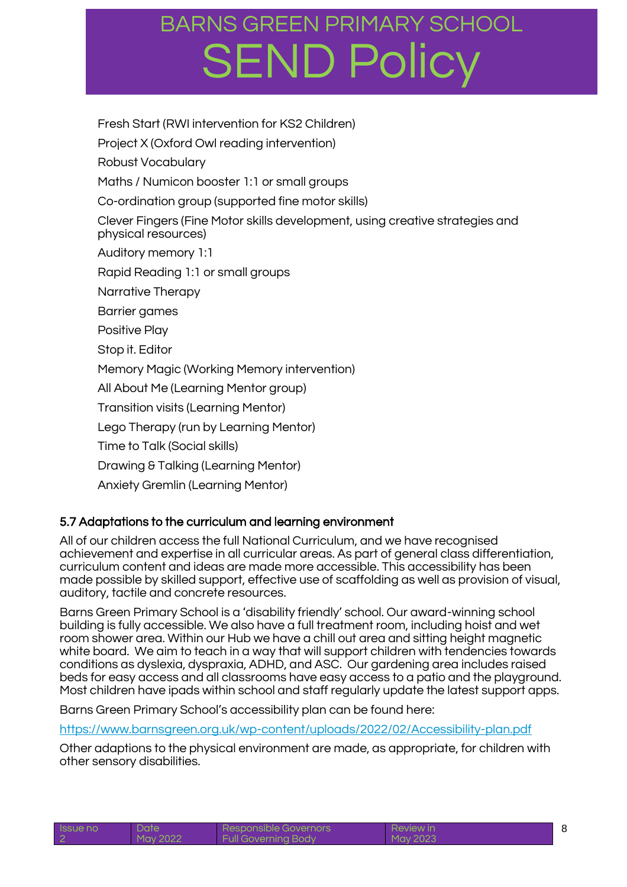Fresh Start (RWI intervention for KS2 Children)

Project X (Oxford Owl reading intervention)

Robust Vocabulary

Maths / Numicon booster 1:1 or small groups

Co-ordination group (supported fine motor skills)

Clever Fingers (Fine Motor skills development, using creative strategies and physical resources)

Auditory memory 1:1

Rapid Reading 1:1 or small groups

Narrative Therapy

Barrier games

Positive Play

Stop it. Editor

Memory Magic (Working Memory intervention)

All About Me (Learning Mentor group)

Transition visits (Learning Mentor)

Lego Therapy (run by Learning Mentor)

Time to Talk (Social skills)

Drawing & Talking (Learning Mentor)

Anxiety Gremlin (Learning Mentor)

### 5.7 Adaptations to the curriculum and learning environment

All of our children access the full National Curriculum, and we have recognised achievement and expertise in all curricular areas. As part of general class differentiation, curriculum content and ideas are made more accessible. This accessibility has been made possible by skilled support, effective use of scaffolding as well as provision of visual, auditory, tactile and concrete resources.

Barns Green Primary School is a 'disability friendly' school. Our award-winning school building is fully accessible. We also have a full treatment room, including hoist and wet room shower area. Within our Hub we have a chill out area and sitting height magnetic white board. We aim to teach in a way that will support children with tendencies towards conditions as dyslexia, dyspraxia, ADHD, and ASC. Our gardening area includes raised beds for easy access and all classrooms have easy access to a patio and the playground. Most children have ipads within school and staff regularly update the latest support apps.

Barns Green Primary School's accessibility plan can be found here:

https://www.barnsgreen.org.uk/wp-content/uploads/2022/02/Accessibility-plan.pdf

Other adaptions to the physical environment are made, as appropriate, for children with other sensory disabilities.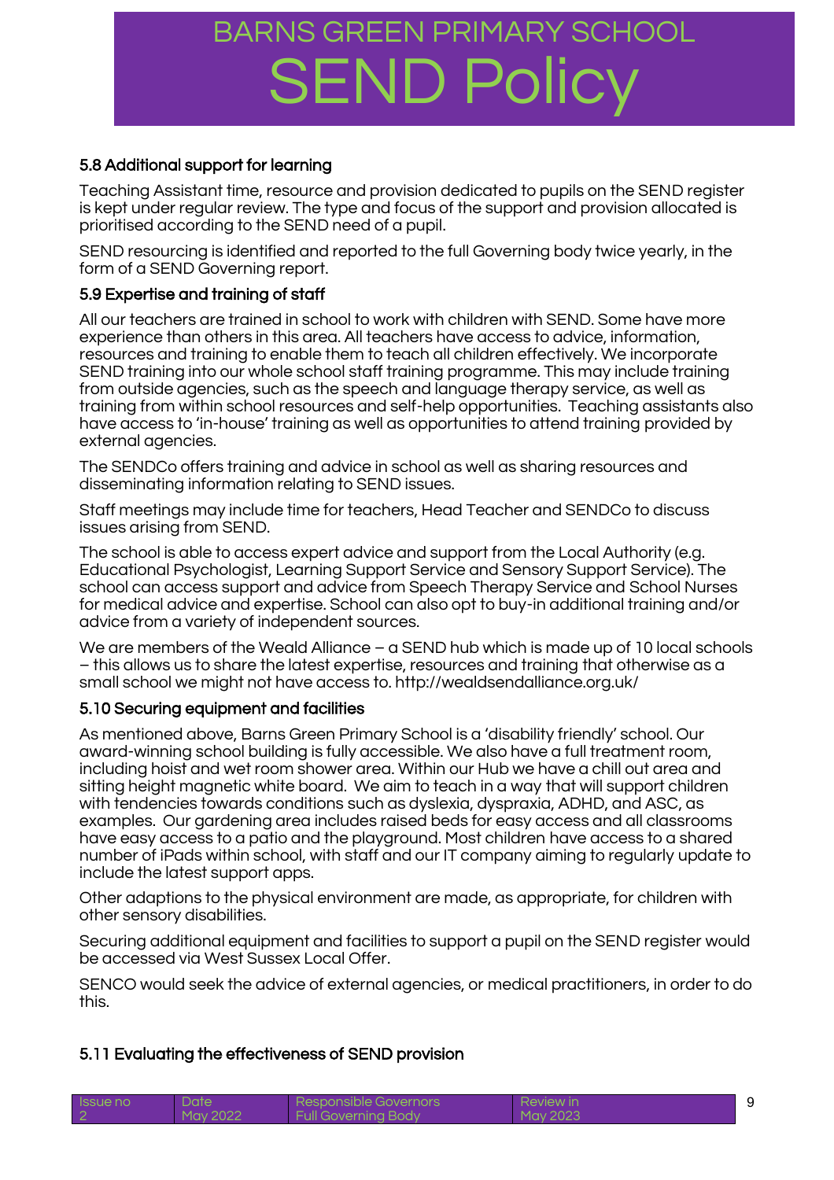### 5.8 Additional support for learning

Teaching Assistant time, resource and provision dedicated to pupils on the SEND register is kept under regular review. The type and focus of the support and provision allocated is prioritised according to the SEND need of a pupil.

SEND resourcing is identified and reported to the full Governing body twice yearly, in the form of a SEND Governing report.

### 5.9 Expertise and training of staff

All our teachers are trained in school to work with children with SEND. Some have more experience than others in this area. All teachers have access to advice, information, resources and training to enable them to teach all children effectively. We incorporate SEND training into our whole school staff training programme. This may include training from outside agencies, such as the speech and language therapy service, as well as training from within school resources and self-help opportunities. Teaching assistants also have access to 'in-house' training as well as opportunities to attend training provided by external agencies.

The SENDCo offers training and advice in school as well as sharing resources and disseminating information relating to SEND issues.

Staff meetings may include time for teachers, Head Teacher and SENDCo to discuss issues arising from SEND.

The school is able to access expert advice and support from the Local Authority (e.g. Educational Psychologist, Learning Support Service and Sensory Support Service). The school can access support and advice from Speech Therapy Service and School Nurses for medical advice and expertise. School can also opt to buy-in additional training and/or advice from a variety of independent sources.

We are members of the Weald Alliance – a SEND hub which is made up of 10 local schools – this allows us to share the latest expertise, resources and training that otherwise as a small school we might not have access to. http://wealdsendalliance.org.uk/

### 5.10 Securing equipment and facilities

As mentioned above, Barns Green Primary School is a 'disability friendly' school. Our award-winning school building is fully accessible. We also have a full treatment room, including hoist and wet room shower area. Within our Hub we have a chill out area and sitting height magnetic white board. We aim to teach in a way that will support children with tendencies towards conditions such as dyslexia, dyspraxia, ADHD, and ASC, as examples. Our gardening area includes raised beds for easy access and all classrooms have easy access to a patio and the playground. Most children have access to a shared number of iPads within school, with staff and our IT company aiming to regularly update to include the latest support apps.

Other adaptions to the physical environment are made, as appropriate, for children with other sensory disabilities.

Securing additional equipment and facilities to support a pupil on the SEND register would be accessed via West Sussex Local Offer.

SENCO would seek the advice of external agencies, or medical practitioners, in order to do this.

### 5.11 Evaluating the effectiveness of SEND provision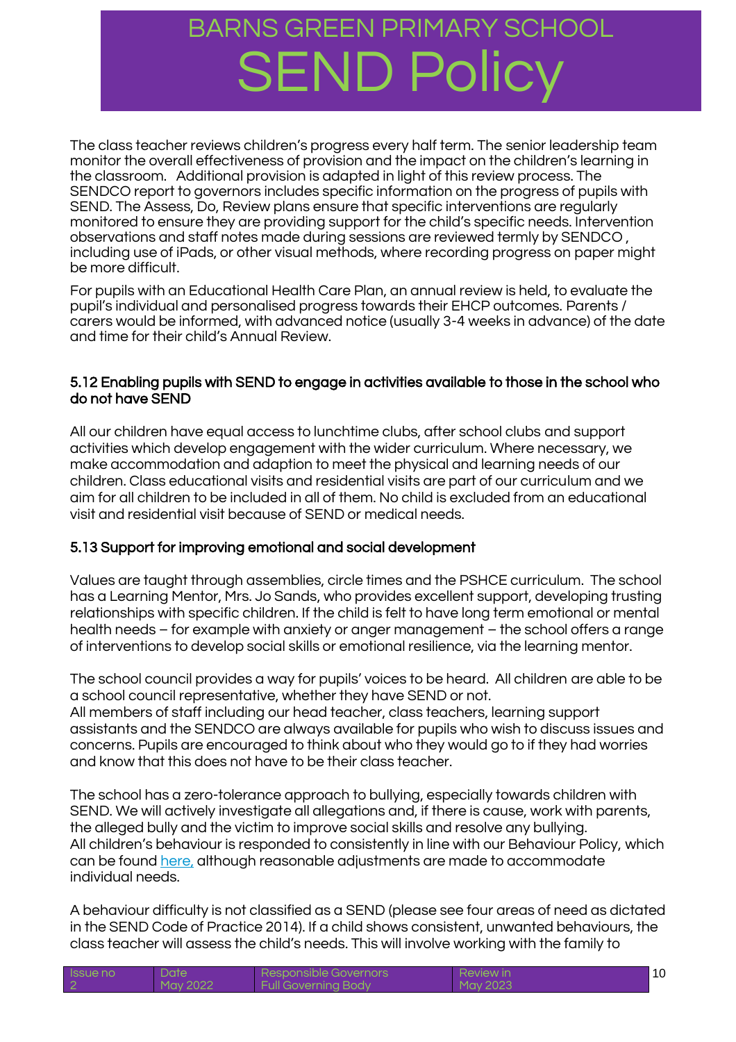The class teacher reviews children's progress every half term. The senior leadership team monitor the overall effectiveness of provision and the impact on the children's learning in the classroom. Additional provision is adapted in light of this review process. The SENDCO report to governors includes specific information on the progress of pupils with SEND. The Assess, Do, Review plans ensure that specific interventions are regularly monitored to ensure they are providing support for the child's specific needs. Intervention observations and staff notes made during sessions are reviewed termly by SENDCO , including use of iPads, or other visual methods, where recording progress on paper might be more difficult.

For pupils with an Educational Health Care Plan, an annual review is held, to evaluate the pupil's individual and personalised progress towards their EHCP outcomes. Parents / carers would be informed, with advanced notice (usually 3-4 weeks in advance) of the date and time for their child's Annual Review.

### 5.12 Enabling pupils with SEND to engage in activities available to those in the school who do not have SEND

All our children have equal access to lunchtime clubs, after school clubs and support activities which develop engagement with the wider curriculum. Where necessary, we make accommodation and adaption to meet the physical and learning needs of our children. Class educational visits and residential visits are part of our curriculum and we aim for all children to be included in all of them. No child is excluded from an educational visit and residential visit because of SEND or medical needs.

### 5.13 Support for improving emotional and social development

Values are taught through assemblies, circle times and the PSHCE curriculum. The school has a Learning Mentor, Mrs. Jo Sands, who provides excellent support, developing trusting relationships with specific children. If the child is felt to have long term emotional or mental health needs – for example with anxiety or anger management – the school offers a range of interventions to develop social skills or emotional resilience, via the learning mentor.

The school council provides a way for pupils' voices to be heard. All children are able to be a school council representative, whether they have SEND or not.
All members of staff including our head teacher, class teachers, learning support assistants and the SENDCO are always available for pupils who wish to discuss issues and concerns. Pupils are encouraged to think about who they would go to if they had worries and know that this does not have to be their class teacher.

The school has a zero-tolerance approach to bullying, especially towards children with SEND. We will actively investigate all allegations and, if there is cause, work with parents, the alleged bully and the victim to improve social skills and resolve any bullying.
All children's behaviour is responded to consistently in line with our Behaviour Policy, which can be found here, although reasonable adjustments are made to accommodate individual needs.

A behaviour difficulty is not classified as a SEND (please see four areas of need as dictated in the SEND Code of Practice 2014). If a child shows consistent, unwanted behaviours, the class teacher will assess the child's needs. This will involve working with the family to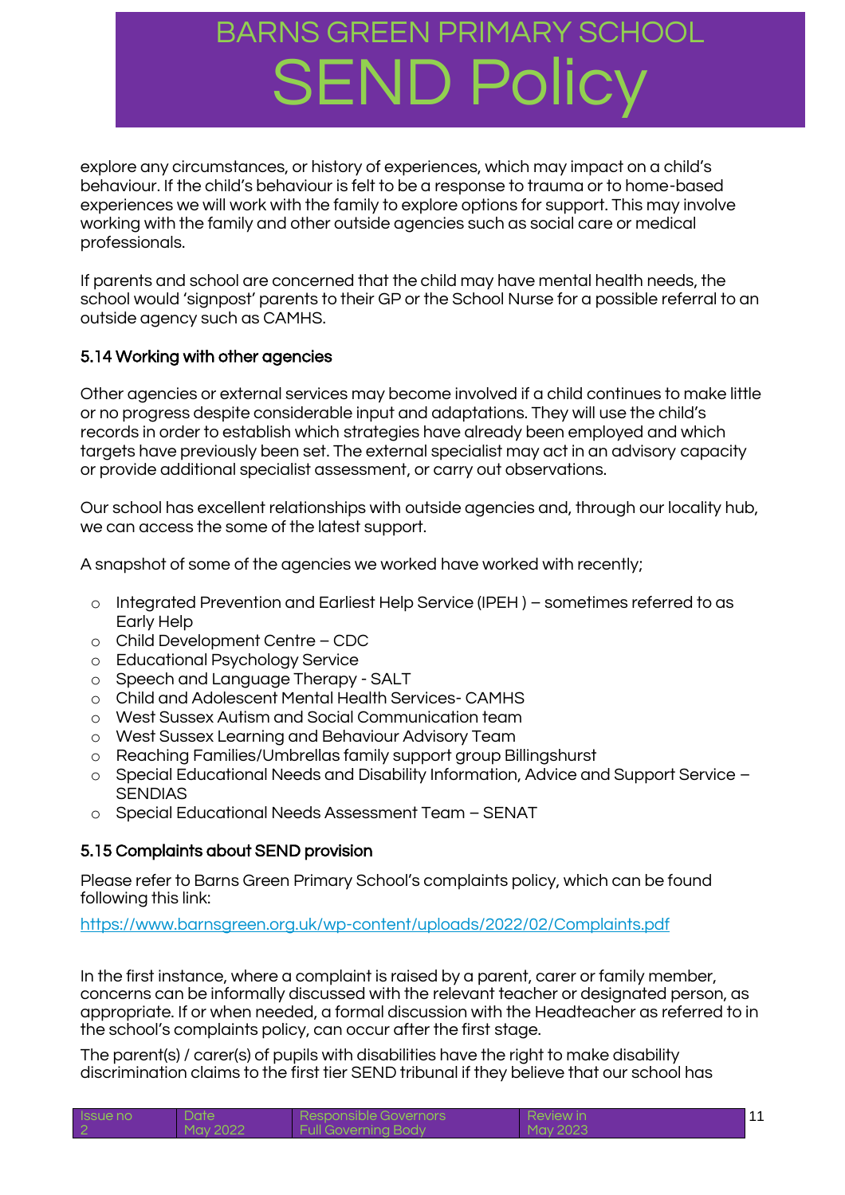explore any circumstances, or history of experiences, which may impact on a child's behaviour. If the child's behaviour is felt to be a response to trauma or to home-based experiences we will work with the family to explore options for support. This may involve working with the family and other outside agencies such as social care or medical professionals.

If parents and school are concerned that the child may have mental health needs, the school would 'signpost' parents to their GP or the School Nurse for a possible referral to an outside agency such as CAMHS.

### 5.14 Working with other agencies

Other agencies or external services may become involved if a child continues to make little or no progress despite considerable input and adaptations. They will use the child's records in order to establish which strategies have already been employed and which targets have previously been set. The external specialist may act in an advisory capacity or provide additional specialist assessment, or carry out observations.

Our school has excellent relationships with outside agencies and, through our locality hub, we can access the some of the latest support.

A snapshot of some of the agencies we worked have worked with recently;

- Integrated Prevention and Earliest Help Service (IPEH ) – sometimes referred to as Early Help
- Child Development Centre – CDC
- Educational Psychology Service
- Speech and Language Therapy - SALT
- Child and Adolescent Mental Health Services- CAMHS
- West Sussex Autism and Social Communication team
- West Sussex Learning and Behaviour Advisory Team
- Reaching Families/Umbrellas family support group Billingshurst
- Special Educational Needs and Disability Information, Advice and Support Service – SENDIAS
- Special Educational Needs Assessment Team – SENAT

### 5.15 Complaints about SEND provision

Please refer to Barns Green Primary School's complaints policy, which can be found following this link:

https://www.barnsgreen.org.uk/wp-content/uploads/2022/02/Complaints.pdf

In the first instance, where a complaint is raised by a parent, carer or family member, concerns can be informally discussed with the relevant teacher or designated person, as appropriate. If or when needed, a formal discussion with the Headteacher as referred to in the school's complaints policy, can occur after the first stage.

The parent(s) / carer(s) of pupils with disabilities have the right to make disability discrimination claims to the first tier SEND tribunal if they believe that our school has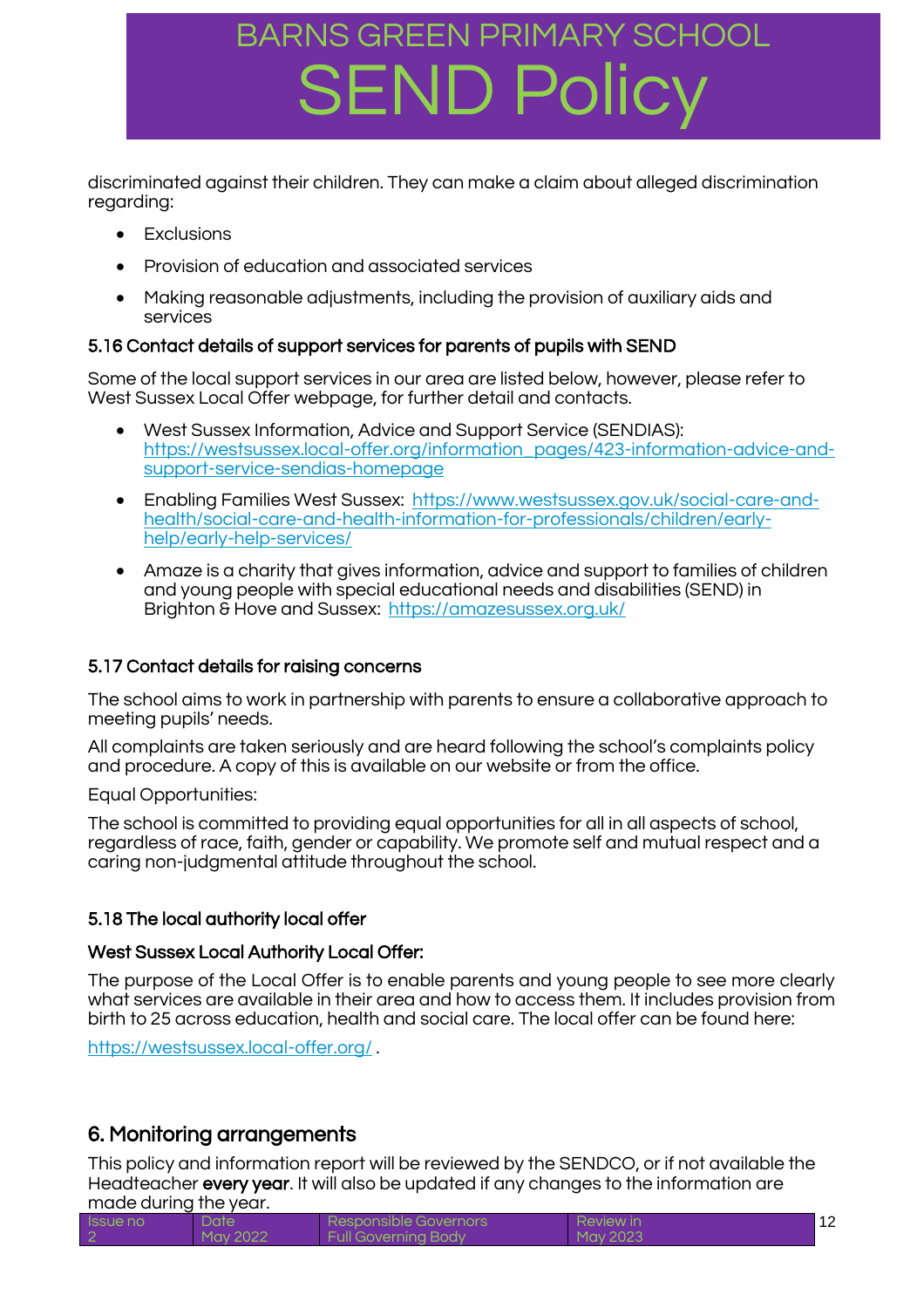discriminated against their children. They can make a claim about alleged discrimination regarding:

- Exclusions
- Provision of education and associated services
- Making reasonable adjustments, including the provision of auxiliary aids and services

### 5.16 Contact details of support services for parents of pupils with SEND

Some of the local support services in our area are listed below, however, please refer to West Sussex Local Offer webpage, for further detail and contacts.

- West Sussex Information, Advice and Support Service (SENDIAS): https://westsussex.local-offer.org/information_pages/423-information-advice-and-support-service-sendias-homepage
- Enabling Families West Sussex: https://www.westsussex.gov.uk/social-care-and-health/social-care-and-health-information-for-professionals/children/early-help/early-help-services/
- Amaze is a charity that gives information, advice and support to families of children and young people with special educational needs and disabilities (SEND) in Brighton & Hove and Sussex: https://amazesussex.org.uk/

### 5.17 Contact details for raising concerns

The school aims to work in partnership with parents to ensure a collaborative approach to meeting pupils' needs.

All complaints are taken seriously and are heard following the school's complaints policy and procedure. A copy of this is available on our website or from the office.

Equal Opportunities:

The school is committed to providing equal opportunities for all in all aspects of school, regardless of race, faith, gender or capability. We promote self and mutual respect and a caring non-judgmental attitude throughout the school.

### 5.18 The local authority local offer

#### West Sussex Local Authority Local Offer:

The purpose of the Local Offer is to enable parents and young people to see more clearly what services are available in their area and how to access them. It includes provision from birth to 25 across education, health and social care. The local offer can be found here:

https://westsussex.local-offer.org/ .

## 6. Monitoring arrangements

This policy and information report will be reviewed by the SENDCO, or if not available the Headteacher **every year**. It will also be updated if any changes to the information are made during the year.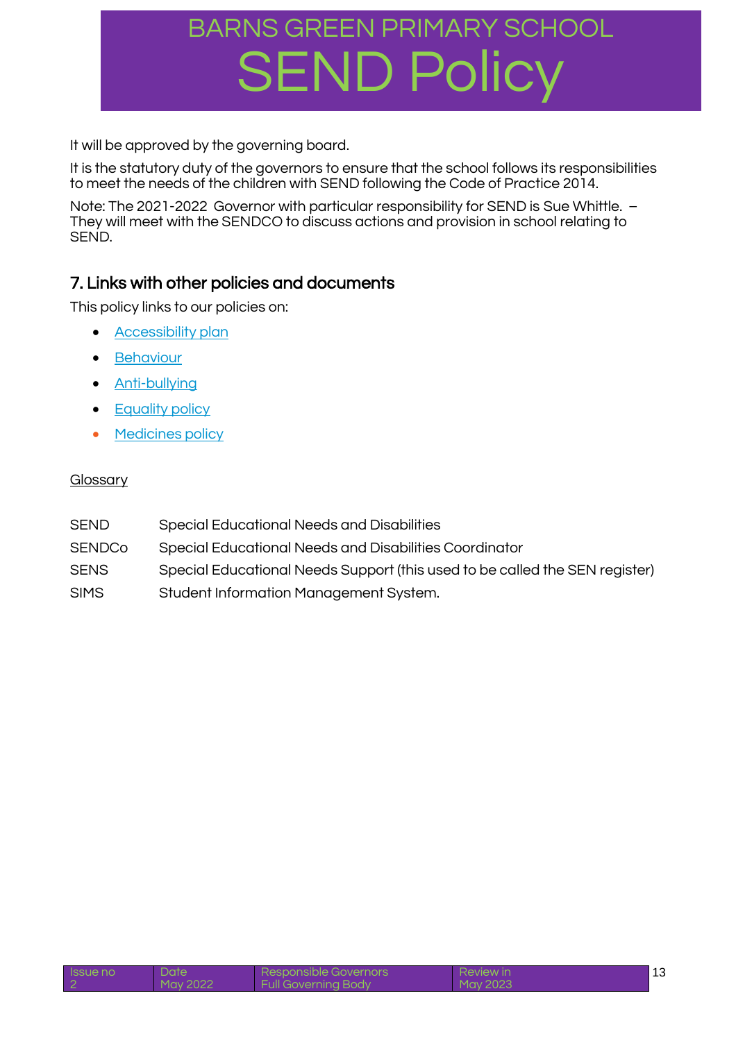It will be approved by the governing board.

It is the statutory duty of the governors to ensure that the school follows its responsibilities to meet the needs of the children with SEND following the Code of Practice 2014.

Note: The 2021-2022 Governor with particular responsibility for SEND is Sue Whittle. – They will meet with the SENDCO to discuss actions and provision in school relating to SEND.

## 7. Links with other policies and documents

This policy links to our policies on:

- Accessibility plan
- Behaviour
- Anti-bullying
- Equality policy
- Medicines policy

Glossary

| | |
|---|---|
| SEND | Special Educational Needs and Disabilities |
| SENDCo | Special Educational Needs and Disabilities Coordinator |
| SENS | Special Educational Needs Support (this used to be called the SEN register) |
| SIMS | Student Information Management System. |